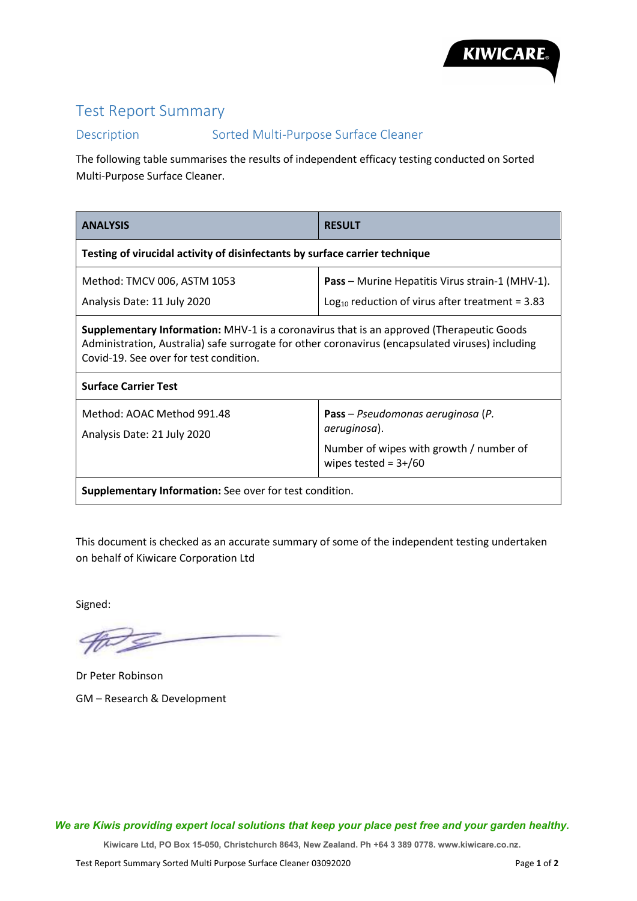KIWICARE

# Test Report Summary

## Description Sorted Multi-Purpose Surface Cleaner

The following table summarises the results of independent efficacy testing conducted on Sorted Multi-Purpose Surface Cleaner.

| ANALYSIS | RESULT |
|---|---|
| **Testing of virucidal activity of disinfectants by surface carrier technique** | |
| Method: TMCV 006, ASTM 1053<br>Analysis Date: 11 July 2020 | **Pass** – Murine Hepatitis Virus strain-1 (MHV-1).<br>$Log_{10}$ reduction of virus after treatment = 3.83 |
| **Supplementary Information:** MHV-1 is a coronavirus that is an approved (Therapeutic Goods Administration, Australia) safe surrogate for other coronavirus (encapsulated viruses) including Covid-19. See over for test condition. | |
| **Surface Carrier Test** | |
| Method: AOAC Method 991.48<br>Analysis Date: 21 July 2020 | **Pass** – *Pseudomonas aeruginosa* (*P. aeruginosa*).<br>Number of wipes with growth / number of wipes tested = 3+/60 |
| **Supplementary Information:** See over for test condition. | |

This document is checked as an accurate summary of some of the independent testing undertaken on behalf of Kiwicare Corporation Ltd

Signed:

Dr Peter Robinson

GM – Research & Development

*We are Kiwis providing expert local solutions that keep your place pest free and your garden healthy.*

**Kiwicare Ltd, PO Box 15-050, Christchurch 8643, New Zealand. Ph +64 3 389 0778. www.kiwicare.co.nz.**

Test Report Summary Sorted Multi Purpose Surface Cleaner 03092020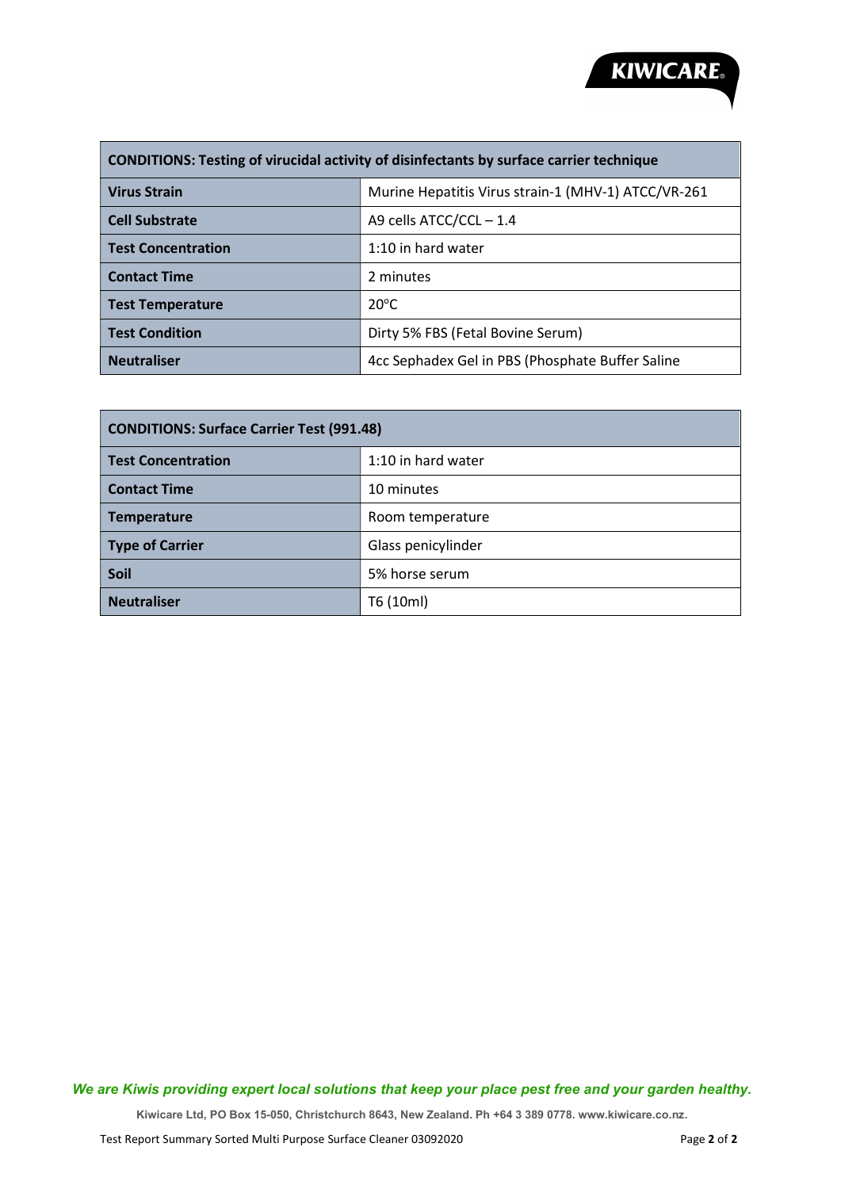| CONDITIONS: Testing of virucidal activity of disinfectants by surface carrier technique | |
|---|---|
| **Virus Strain** | Murine Hepatitis Virus strain-1 (MHV-1) ATCC/VR-261 |
| **Cell Substrate** | A9 cells ATCC/CCL – 1.4 |
| **Test Concentration** | 1:10 in hard water |
| **Contact Time** | 2 minutes |
| **Test Temperature** | 20°C |
| **Test Condition** | Dirty 5% FBS (Fetal Bovine Serum) |
| **Neutraliser** | 4cc Sephadex Gel in PBS (Phosphate Buffer Saline |

| CONDITIONS: Surface Carrier Test (991.48) | |
|---|---|
| **Test Concentration** | 1:10 in hard water |
| **Contact Time** | 10 minutes |
| **Temperature** | Room temperature |
| **Type of Carrier** | Glass penicylinder |
| **Soil** | 5% horse serum |
| **Neutraliser** | T6 (10ml) |

*We are Kiwis providing expert local solutions that keep your place pest free and your garden healthy.*

Kiwicare Ltd, PO Box 15-050, Christchurch 8643, New Zealand. Ph +64 3 389 0778. www.kiwicare.co.nz.

Test Report Summary Sorted Multi Purpose Surface Cleaner 03092020